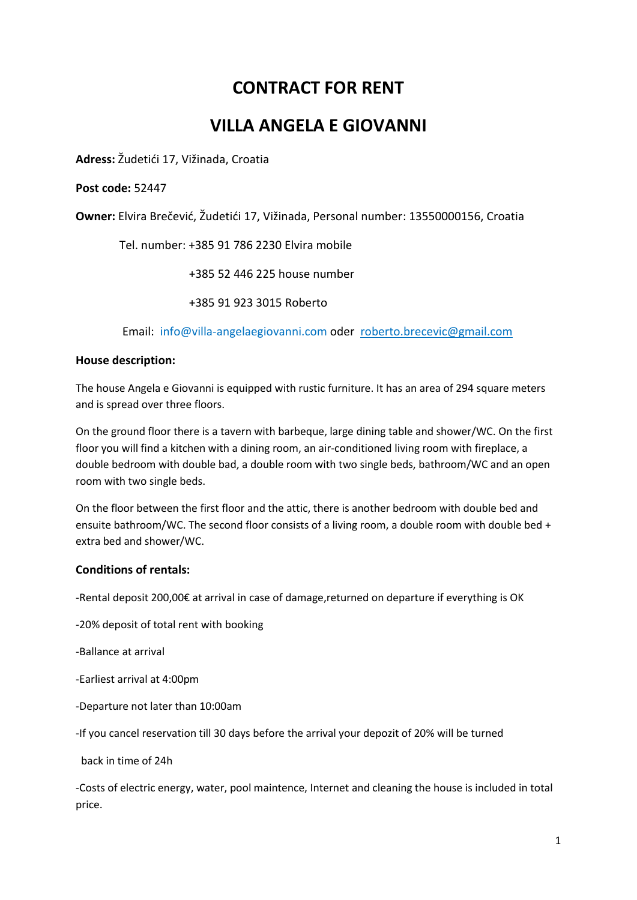# CONTRACT FOR RENT

# VILLA ANGELA E GIOVANNI

**Adress:** Žudetići 17, Vižinada, Croatia

**Post code:** 52447

**Owner:** Elvira Brečević, Žudetići 17, Vižinada, Personal number: 13550000156, Croatia

Tel. number: +385 91 786 2230 Elvira mobile

+385 52 446 225 house number

+385 91 923 3015 Roberto

Email: info@villa-angelaegiovanni.com oder roberto.brecevic@gmail.com

**House description:**

The house Angela e Giovanni is equipped with rustic furniture. It has an area of 294 square meters and is spread over three floors.

On the ground floor there is a tavern with barbeque, large dining table and shower/WC. On the first floor you will find a kitchen with a dining room, an air-conditioned living room with fireplace, a double bedroom with double bad, a double room with two single beds, bathroom/WC and an open room with two single beds.

On the floor between the first floor and the attic, there is another bedroom with double bed and ensuite bathroom/WC. The second floor consists of a living room, a double room with double bed + extra bed and shower/WC.

**Conditions of rentals:**

-Rental deposit 200,00€ at arrival in case of damage,returned on departure if everything is OK

-20% deposit of total rent with booking

-Ballance at arrival

-Earliest arrival at 4:00pm

-Departure not later than 10:00am

-If you cancel reservation till 30 days before the arrival your depozit of 20% will be turned back in time of 24h

-Costs of electric energy, water, pool maintence, Internet and cleaning the house is included in total price.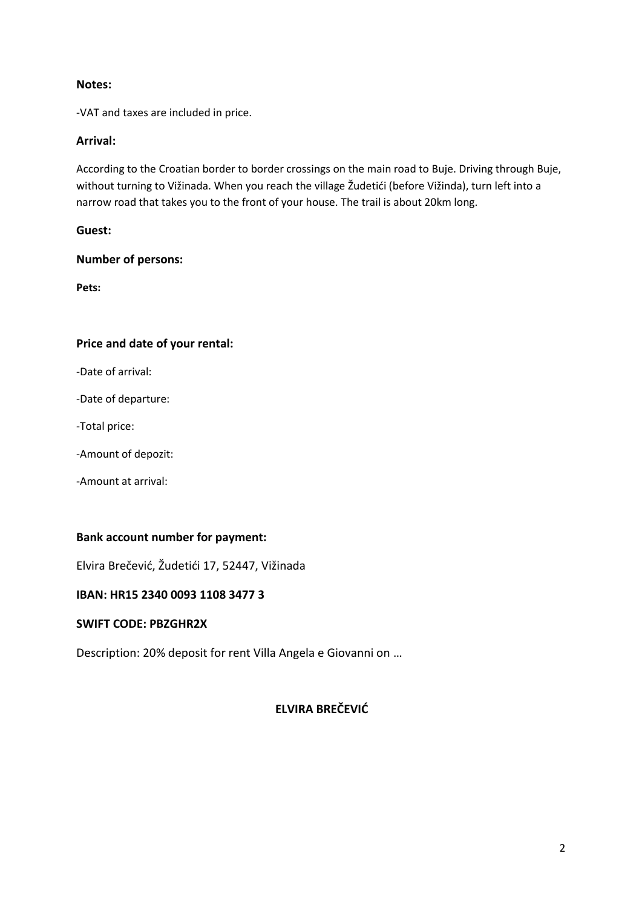**Notes:**

-VAT and taxes are included in price.

**Arrival:**

According to the Croatian border to border crossings on the main road to Buje. Driving through Buje, without turning to Vižinada. When you reach the village Žudetići (before Vižinda), turn left into a narrow road that takes you to the front of your house. The trail is about 20km long.

**Guest:**

**Number of persons:**

**Pets:**

**Price and date of your rental:**

-Date of arrival:

-Date of departure:

-Total price:

-Amount of depozit:

-Amount at arrival:

**Bank account number for payment:**

Elvira Brečević, Žudetići 17, 52447, Vižinada

**IBAN: HR15 2340 0093 1108 3477 3**

**SWIFT CODE: PBZGHR2X**

Description: 20% deposit for rent Villa Angela e Giovanni on …

**ELVIRA BREČEVIĆ**